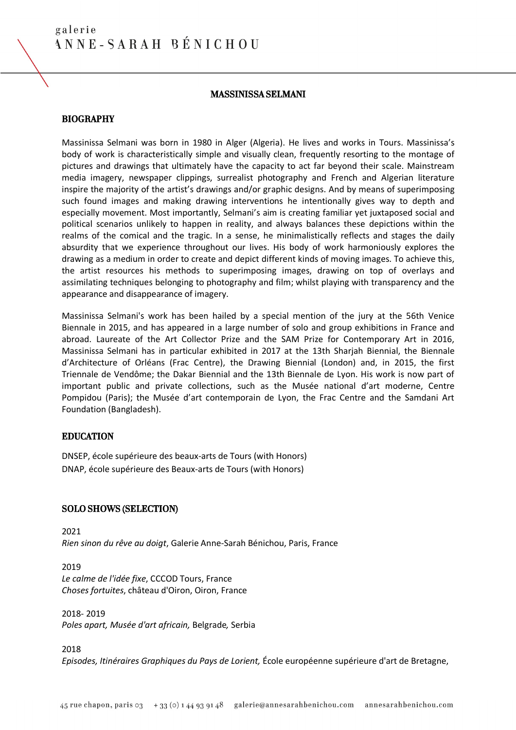galerie
ANNE-SARAH BÉNICHOU

# MASSINISSA SELMANI

## BIOGRAPHY

Massinissa Selmani was born in 1980 in Alger (Algeria). He lives and works in Tours. Massinissa's body of work is characteristically simple and visually clean, frequently resorting to the montage of pictures and drawings that ultimately have the capacity to act far beyond their scale. Mainstream media imagery, newspaper clippings, surrealist photography and French and Algerian literature inspire the majority of the artist's drawings and/or graphic designs. And by means of superimposing such found images and making drawing interventions he intentionally gives way to depth and especially movement. Most importantly, Selmani's aim is creating familiar yet juxtaposed social and political scenarios unlikely to happen in reality, and always balances these depictions within the realms of the comical and the tragic. In a sense, he minimalistically reflects and stages the daily absurdity that we experience throughout our lives. His body of work harmoniously explores the drawing as a medium in order to create and depict different kinds of moving images. To achieve this, the artist resources his methods to superimposing images, drawing on top of overlays and assimilating techniques belonging to photography and film; whilst playing with transparency and the appearance and disappearance of imagery.

Massinissa Selmani's work has been hailed by a special mention of the jury at the 56th Venice Biennale in 2015, and has appeared in a large number of solo and group exhibitions in France and abroad. Laureate of the Art Collector Prize and the SAM Prize for Contemporary Art in 2016, Massinissa Selmani has in particular exhibited in 2017 at the 13th Sharjah Biennial, the Biennale d'Architecture of Orléans (Frac Centre), the Drawing Biennial (London) and, in 2015, the first Triennale de Vendôme; the Dakar Biennial and the 13th Biennale de Lyon. His work is now part of important public and private collections, such as the Musée national d'art moderne, Centre Pompidou (Paris); the Musée d'art contemporain de Lyon, the Frac Centre and the Samdani Art Foundation (Bangladesh).

## EDUCATION

DNSEP, école supérieure des beaux-arts de Tours (with Honors)
DNAP, école supérieure des Beaux-arts de Tours (with Honors)

## SOLO SHOWS (SELECTION)

2021
*Rien sinon du rêve au doigt*, Galerie Anne-Sarah Bénichou, Paris, France

2019
*Le calme de l'idée fixe*, CCCOD Tours, France
*Choses fortuites*, château d'Oiron, Oiron, France

2018- 2019
*Poles apart, Musée d'art africain,* Belgrade*,* Serbia

2018
*Episodes, Itinéraires Graphiques du Pays de Lorient,* École européenne supérieure d'art de Bretagne,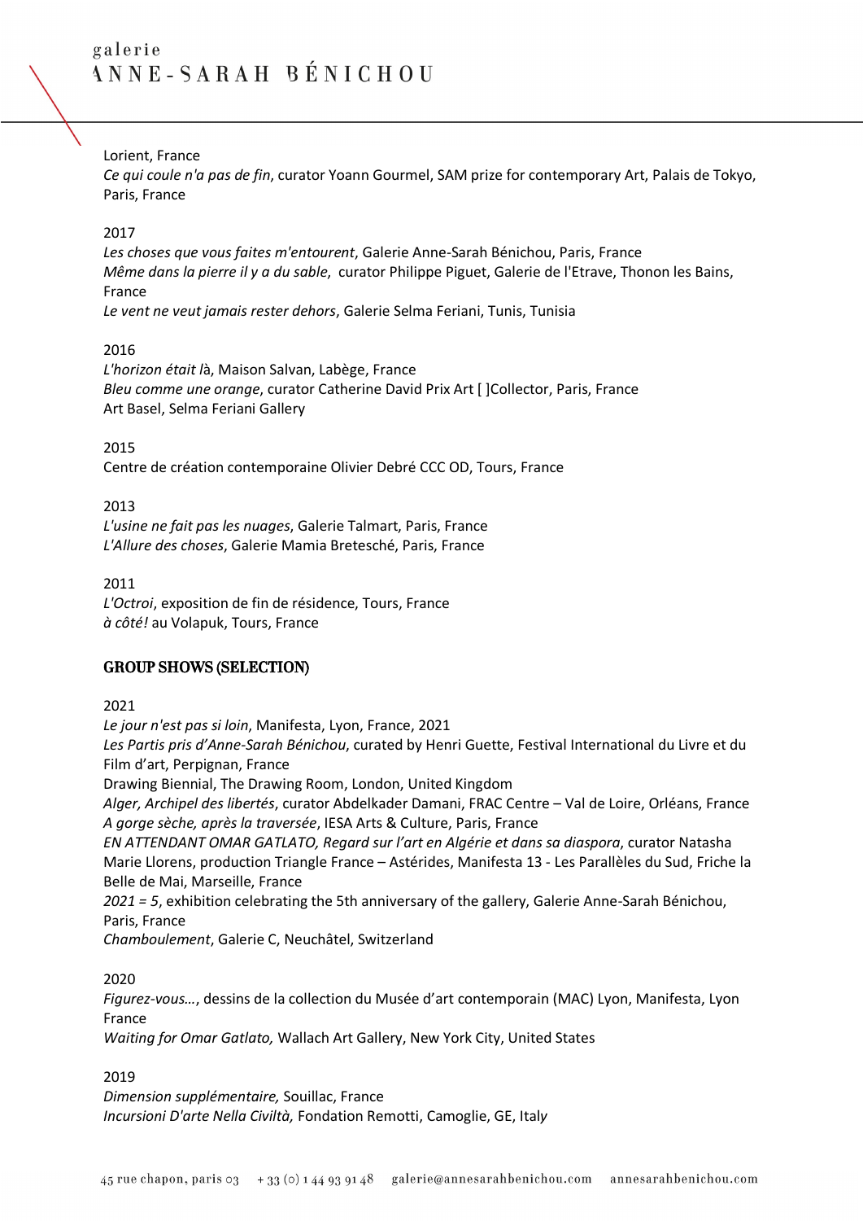Lorient, France
*Ce qui coule n'a pas de fin*, curator Yoann Gourmel, SAM prize for contemporary Art, Palais de Tokyo, Paris, France

2017
*Les choses que vous faites m'entourent*, Galerie Anne-Sarah Bénichou, Paris, France
*Même dans la pierre il y a du sable*, curator Philippe Piguet, Galerie de l'Etrave, Thonon les Bains, France
*Le vent ne veut jamais rester dehors*, Galerie Selma Feriani, Tunis, Tunisia

2016
*L'horizon était l*à, Maison Salvan, Labège, France
*Bleu comme une orange*, curator Catherine David Prix Art [ ]Collector, Paris, France
Art Basel, Selma Feriani Gallery

2015
Centre de création contemporaine Olivier Debré CCC OD, Tours, France

2013
*L'usine ne fait pas les nuages*, Galerie Talmart, Paris, France
*L'Allure des choses*, Galerie Mamia Bretesché, Paris, France

2011
*L'Octroi*, exposition de fin de résidence, Tours, France
*à côté!* au Volapuk, Tours, France

## GROUP SHOWS (SELECTION)

2021
*Le jour n'est pas si loin*, Manifesta, Lyon, France, 2021
*Les Partis pris d'Anne-Sarah Bénichou*, curated by Henri Guette, Festival International du Livre et du Film d'art, Perpignan, France
Drawing Biennial, The Drawing Room, London, United Kingdom
*Alger, Archipel des libertés*, curator Abdelkader Damani, FRAC Centre – Val de Loire, Orléans, France
*A gorge sèche, après la traversée*, IESA Arts & Culture, Paris, France
*EN ATTENDANT OMAR GATLATO, Regard sur l'art en Algérie et dans sa diaspora*, curator Natasha Marie Llorens, production Triangle France – Astérides, Manifesta 13 - Les Parallèles du Sud, Friche la Belle de Mai, Marseille, France
*2021 = 5*, exhibition celebrating the 5th anniversary of the gallery, Galerie Anne-Sarah Bénichou, Paris, France
*Chamboulement*, Galerie C, Neuchâtel, Switzerland

2020
*Figurez-vous…*, dessins de la collection du Musée d'art contemporain (MAC) Lyon, Manifesta, Lyon France
*Waiting for Omar Gatlato,* Wallach Art Gallery, New York City, United States

2019
*Dimension supplémentaire,* Souillac, France
*Incursioni D'arte Nella Civiltà,* Fondation Remotti, Camoglie, GE, Italy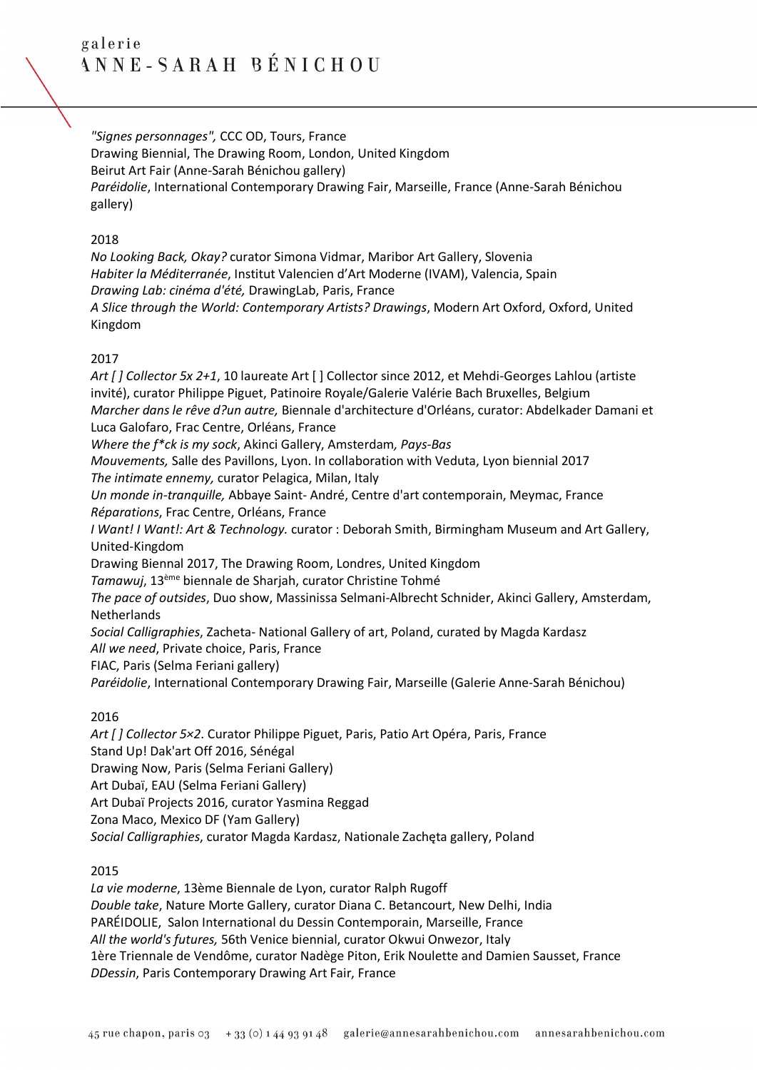*"Signes personnages",* CCC OD, Tours, France
Drawing Biennial, The Drawing Room, London, United Kingdom
Beirut Art Fair (Anne-Sarah Bénichou gallery)
*Paréidolie*, International Contemporary Drawing Fair, Marseille, France (Anne-Sarah Bénichou gallery)

2018

*No Looking Back, Okay?* curator Simona Vidmar, Maribor Art Gallery, Slovenia
*Habiter la Méditerranée*, Institut Valencien d'Art Moderne (IVAM), Valencia, Spain
*Drawing Lab: cinéma d'été,* DrawingLab, Paris, France
*A Slice through the World: Contemporary Artists? Drawings*, Modern Art Oxford, Oxford, United Kingdom

2017

*Art [ ] Collector 5x 2+1*, 10 laureate Art [ ] Collector since 2012, et Mehdi-Georges Lahlou (artiste invité), curator Philippe Piguet, Patinoire Royale/Galerie Valérie Bach Bruxelles, Belgium
*Marcher dans le rêve d?un autre,* Biennale d'architecture d'Orléans, curator: Abdelkader Damani et Luca Galofaro, Frac Centre, Orléans, France
*Where the f*ck is my sock*, Akinci Gallery, Amsterdam*, Pays-Bas*
*Mouvements,* Salle des Pavillons, Lyon. In collaboration with Veduta, Lyon biennial 2017
*The intimate ennemy,* curator Pelagica, Milan, Italy
*Un monde in-tranquille,* Abbaye Saint- André, Centre d'art contemporain, Meymac, France
*Réparations*, Frac Centre, Orléans, France
*I Want! I Want!: Art & Technology.* curator : Deborah Smith, Birmingham Museum and Art Gallery, United-Kingdom
Drawing Biennal 2017, The Drawing Room, Londres, United Kingdom
*Tamawuj*, 13ème biennale de Sharjah, curator Christine Tohmé
*The pace of outsides*, Duo show, Massinissa Selmani-Albrecht Schnider, Akinci Gallery, Amsterdam, Netherlands
*Social Calligraphies*, Zacheta- National Gallery of art, Poland, curated by Magda Kardasz
*All we need*, Private choice, Paris, France
FIAC, Paris (Selma Feriani gallery)
*Paréidolie*, International Contemporary Drawing Fair, Marseille (Galerie Anne-Sarah Bénichou)

2016

*Art [ ] Collector 5×2*. Curator Philippe Piguet, Paris, Patio Art Opéra, Paris, France
Stand Up! Dak'art Off 2016, Sénégal
Drawing Now, Paris (Selma Feriani Gallery)
Art Dubaï, EAU (Selma Feriani Gallery)
Art Dubaï Projects 2016, curator Yasmina Reggad
Zona Maco, Mexico DF (Yam Gallery)
*Social Calligraphies*, curator Magda Kardasz, Nationale Zachęta gallery, Poland

2015

*La vie moderne*, 13ème Biennale de Lyon, curator Ralph Rugoff
*Double take*, Nature Morte Gallery, curator Diana C. Betancourt, New Delhi, India
PARÉIDOLIE, Salon International du Dessin Contemporain, Marseille, France
*All the world's futures,* 56th Venice biennial, curator Okwui Onwezor, Italy
1ère Triennale de Vendôme, curator Nadège Piton, Erik Noulette and Damien Sausset, France
*DDessin*, Paris Contemporary Drawing Art Fair, France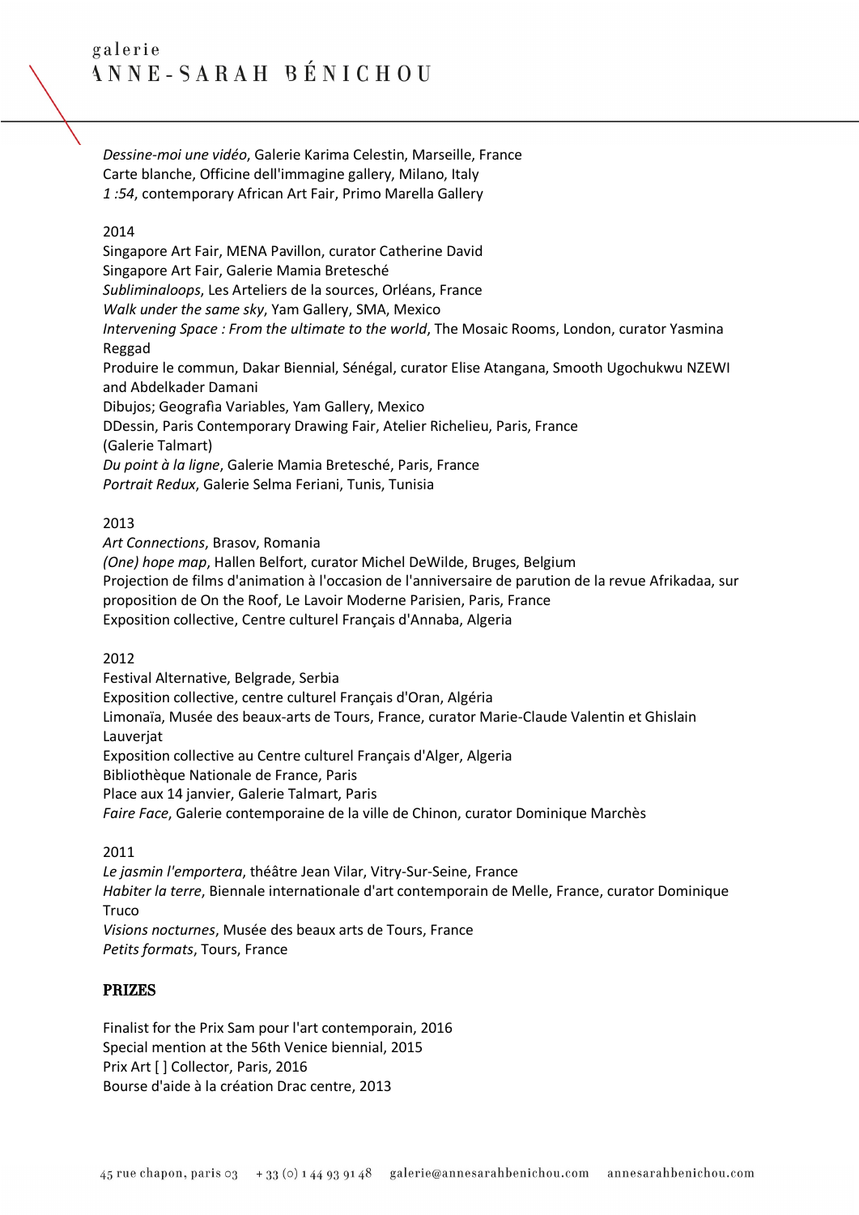*Dessine-moi une vidéo*, Galerie Karima Celestin, Marseille, France
Carte blanche, Officine dell'immagine gallery, Milano, Italy
*1 :54*, contemporary African Art Fair, Primo Marella Gallery

2014
Singapore Art Fair, MENA Pavillon, curator Catherine David
Singapore Art Fair, Galerie Mamia Bretesché
*Subliminaloops*, Les Arteliers de la sources, Orléans, France
*Walk under the same sky*, Yam Gallery, SMA, Mexico
*Intervening Space : From the ultimate to the world*, The Mosaic Rooms, London, curator Yasmina Reggad
Produire le commun, Dakar Biennial, Sénégal, curator Elise Atangana, Smooth Ugochukwu NZEWI and Abdelkader Damani
Dibujos; Geografia Variables, Yam Gallery, Mexico
DDessin, Paris Contemporary Drawing Fair, Atelier Richelieu, Paris, France
(Galerie Talmart)
*Du point à la ligne*, Galerie Mamia Bretesché, Paris, France
*Portrait Redux*, Galerie Selma Feriani, Tunis, Tunisia

2013
*Art Connections*, Brasov, Romania
*(One) hope map*, Hallen Belfort, curator Michel DeWilde, Bruges, Belgium
Projection de films d'animation à l'occasion de l'anniversaire de parution de la revue Afrikadaa, sur proposition de On the Roof, Le Lavoir Moderne Parisien, Paris, France
Exposition collective, Centre culturel Français d'Annaba, Algeria

2012
Festival Alternative, Belgrade, Serbia
Exposition collective, centre culturel Français d'Oran, Algéria
Limonaïa, Musée des beaux-arts de Tours, France, curator Marie-Claude Valentin et Ghislain Lauverjat
Exposition collective au Centre culturel Français d'Alger, Algeria
Bibliothèque Nationale de France, Paris
Place aux 14 janvier, Galerie Talmart, Paris
*Faire Face*, Galerie contemporaine de la ville de Chinon, curator Dominique Marchès

2011
*Le jasmin l'emportera*, théâtre Jean Vilar, Vitry-Sur-Seine, France
*Habiter la terre*, Biennale internationale d'art contemporain de Melle, France, curator Dominique Truco
*Visions nocturnes*, Musée des beaux arts de Tours, France
*Petits formats*, Tours, France

## PRIZES

Finalist for the Prix Sam pour l'art contemporain, 2016
Special mention at the 56th Venice biennial, 2015
Prix Art [ ] Collector, Paris, 2016
Bourse d'aide à la création Drac centre, 2013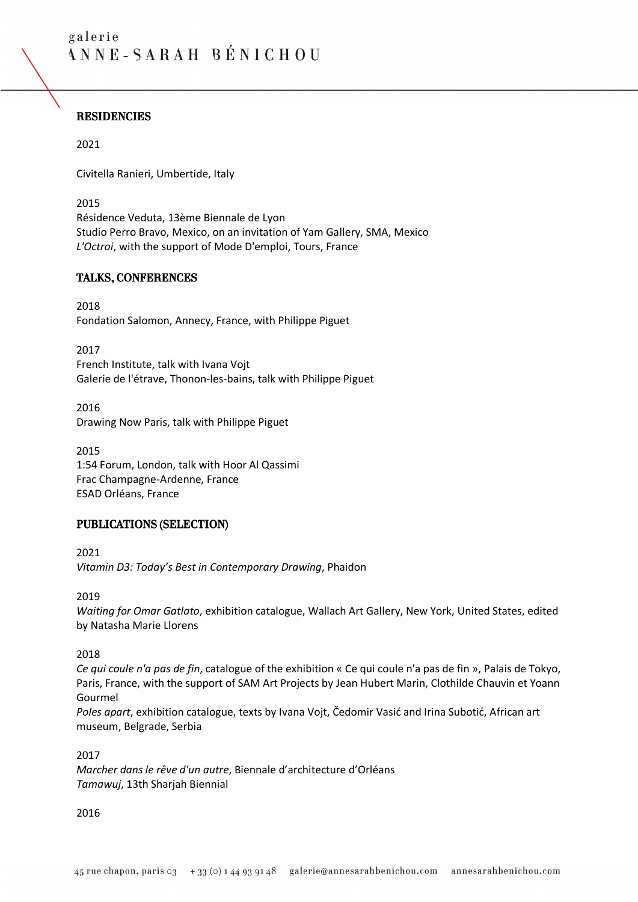## RESIDENCIES

2021

Civitella Ranieri, Umbertide, Italy

2015

Résidence Veduta, 13ème Biennale de Lyon

Studio Perro Bravo, Mexico, on an invitation of Yam Gallery, SMA, Mexico

*L'Octroi*, with the support of Mode D'emploi, Tours, France

## TALKS, CONFERENCES

2018

Fondation Salomon, Annecy, France, with Philippe Piguet

2017

French Institute, talk with Ivana Vojt

Galerie de l'étrave, Thonon-les-bains, talk with Philippe Piguet

2016

Drawing Now Paris, talk with Philippe Piguet

2015

1:54 Forum, London, talk with Hoor Al Qassimi

Frac Champagne-Ardenne, France

ESAD Orléans, France

## PUBLICATIONS (SELECTION)

2021

*Vitamin D3: Today's Best in Contemporary Drawing*, Phaidon

2019

*Waiting for Omar Gatlato*, exhibition catalogue, Wallach Art Gallery, New York, United States, edited by Natasha Marie Llorens

2018

*Ce qui coule n'a pas de fin*, catalogue of the exhibition « Ce qui coule n'a pas de fin », Palais de Tokyo, Paris, France, with the support of SAM Art Projects by Jean Hubert Marin, Clothilde Chauvin et Yoann Gourmel

*Poles apart*, exhibition catalogue, texts by Ivana Vojt, Čedomir Vasić and Irina Subotić, African art museum, Belgrade, Serbia

2017

*Marcher dans le rêve d'un autre*, Biennale d'architecture d'Orléans

*Tamawuj*, 13th Sharjah Biennial

2016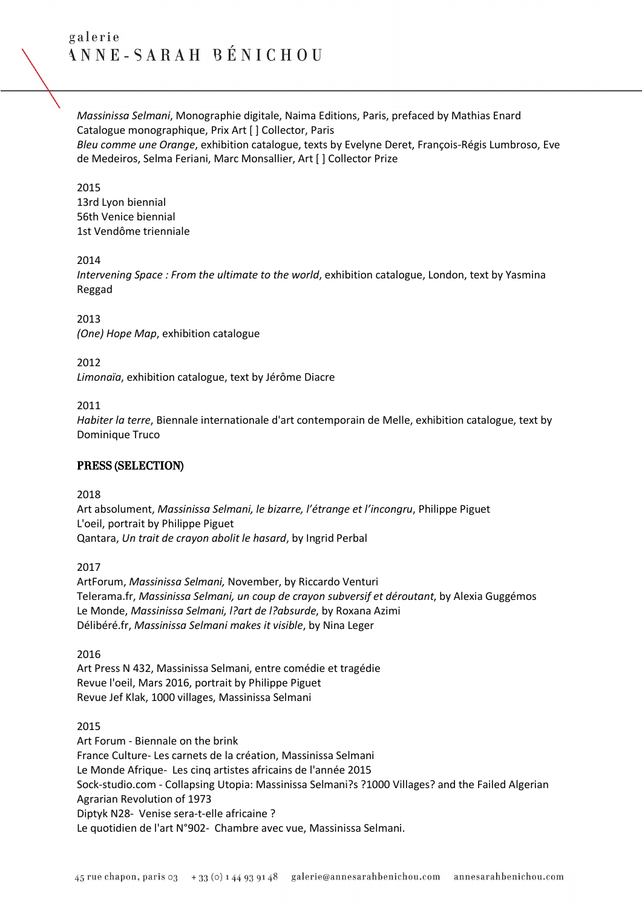*Massinissa Selmani*, Monographie digitale, Naima Editions, Paris, prefaced by Mathias Enard
Catalogue monographique, Prix Art [ ] Collector, Paris
*Bleu comme une Orange*, exhibition catalogue, texts by Evelyne Deret, François-Régis Lumbroso, Eve de Medeiros, Selma Feriani, Marc Monsallier, Art [ ] Collector Prize

2015
13rd Lyon biennial
56th Venice biennial
1st Vendôme trienniale

2014
*Intervening Space : From the ultimate to the world*, exhibition catalogue, London, text by Yasmina Reggad

2013
*(One) Hope Map*, exhibition catalogue

2012
*Limonaïa*, exhibition catalogue, text by Jérôme Diacre

2011
*Habiter la terre*, Biennale internationale d'art contemporain de Melle, exhibition catalogue, text by Dominique Truco

## PRESS (SELECTION)

2018
Art absolument, *Massinissa Selmani, le bizarre, l'étrange et l'incongru*, Philippe Piguet
L'oeil, portrait by Philippe Piguet
Qantara, *Un trait de crayon abolit le hasard*, by Ingrid Perbal

2017
ArtForum, *Massinissa Selmani,* November, by Riccardo Venturi
Telerama.fr, *Massinissa Selmani, un coup de crayon subversif et déroutant*, by Alexia Guggémos
Le Monde, *Massinissa Selmani, l?art de l?absurde*, by Roxana Azimi
Délibéré.fr, *Massinissa Selmani makes it visible*, by Nina Leger

2016
Art Press N 432, Massinissa Selmani, entre comédie et tragédie
Revue l'oeil, Mars 2016, portrait by Philippe Piguet
Revue Jef Klak, 1000 villages, Massinissa Selmani

2015
Art Forum - Biennale on the brink
France Culture- Les carnets de la création, Massinissa Selmani
Le Monde Afrique- Les cinq artistes africains de l'année 2015
Sock-studio.com - Collapsing Utopia: Massinissa Selmani?s ?1000 Villages? and the Failed Algerian Agrarian Revolution of 1973
Diptyk N28- Venise sera-t-elle africaine ?
Le quotidien de l'art N°902- Chambre avec vue, Massinissa Selmani.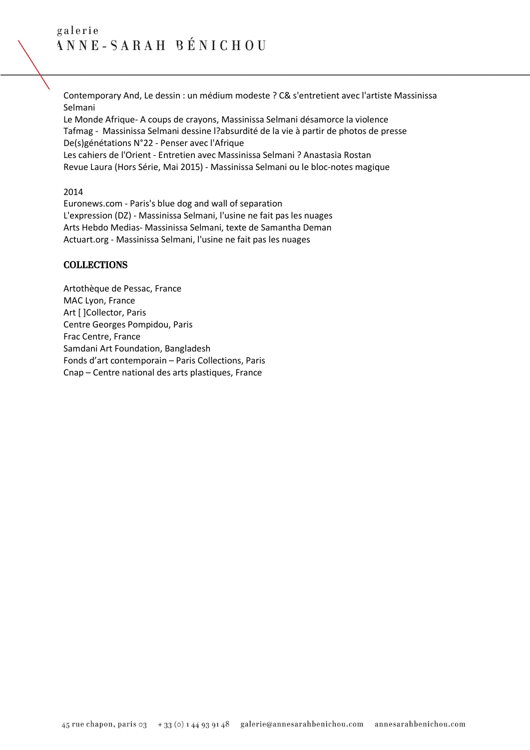Contemporary And, Le dessin : un médium modeste ? C& s'entretient avec l'artiste Massinissa Selmani
Le Monde Afrique- A coups de crayons, Massinissa Selmani désamorce la violence
Tafmag - Massinissa Selmani dessine l?absurdité de la vie à partir de photos de presse
De(s)générations N°22 - Penser avec l'Afrique
Les cahiers de l'Orient - Entretien avec Massinissa Selmani ? Anastasia Rostan
Revue Laura (Hors Série, Mai 2015) - Massinissa Selmani ou le bloc-notes magique

2014
Euronews.com - Paris's blue dog and wall of separation
L'expression (DZ) - Massinissa Selmani, l'usine ne fait pas les nuages
Arts Hebdo Medias- Massinissa Selmani, texte de Samantha Deman
Actuart.org - Massinissa Selmani, l'usine ne fait pas les nuages

## COLLECTIONS

Artothèque de Pessac, France
MAC Lyon, France
Art [ ]Collector, Paris
Centre Georges Pompidou, Paris
Frac Centre, France
Samdani Art Foundation, Bangladesh
Fonds d'art contemporain – Paris Collections, Paris
Cnap – Centre national des arts plastiques, France